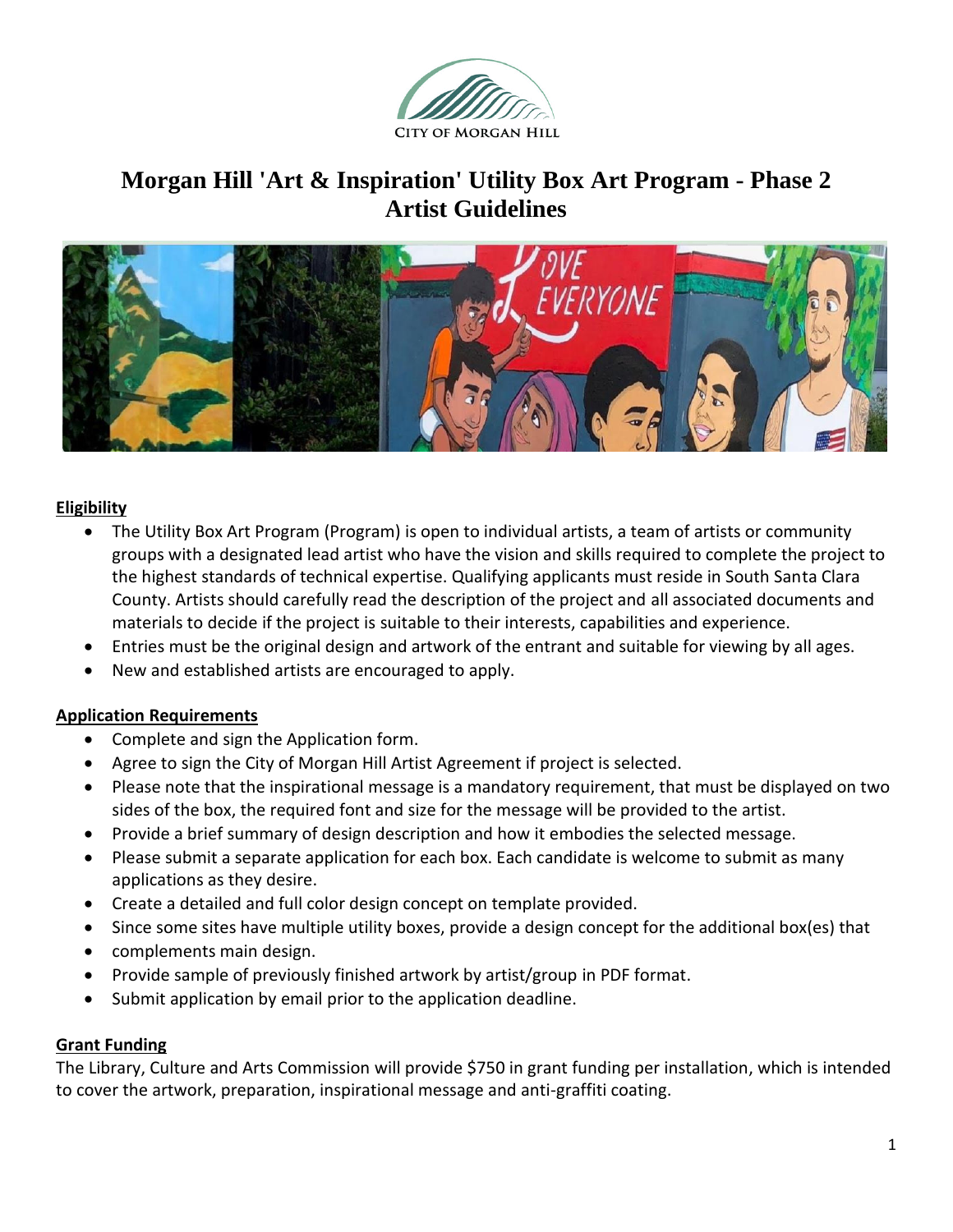CITY OF MORGAN HILL

# Morgan Hill 'Art & Inspiration' Utility Box Art Program - Phase 2
# Artist Guidelines

## Eligibility

- The Utility Box Art Program (Program) is open to individual artists, a team of artists or community groups with a designated lead artist who have the vision and skills required to complete the project to the highest standards of technical expertise. Qualifying applicants must reside in South Santa Clara County. Artists should carefully read the description of the project and all associated documents and materials to decide if the project is suitable to their interests, capabilities and experience.
- Entries must be the original design and artwork of the entrant and suitable for viewing by all ages.
- New and established artists are encouraged to apply.

## Application Requirements

- Complete and sign the Application form.
- Agree to sign the City of Morgan Hill Artist Agreement if project is selected.
- Please note that the inspirational message is a mandatory requirement, that must be displayed on two sides of the box, the required font and size for the message will be provided to the artist.
- Provide a brief summary of design description and how it embodies the selected message.
- Please submit a separate application for each box. Each candidate is welcome to submit as many applications as they desire.
- Create a detailed and full color design concept on template provided.
- Since some sites have multiple utility boxes, provide a design concept for the additional box(es) that
- complements main design.
- Provide sample of previously finished artwork by artist/group in PDF format.
- Submit application by email prior to the application deadline.

## Grant Funding

The Library, Culture and Arts Commission will provide $750 in grant funding per installation, which is intended to cover the artwork, preparation, inspirational message and anti-graffiti coating.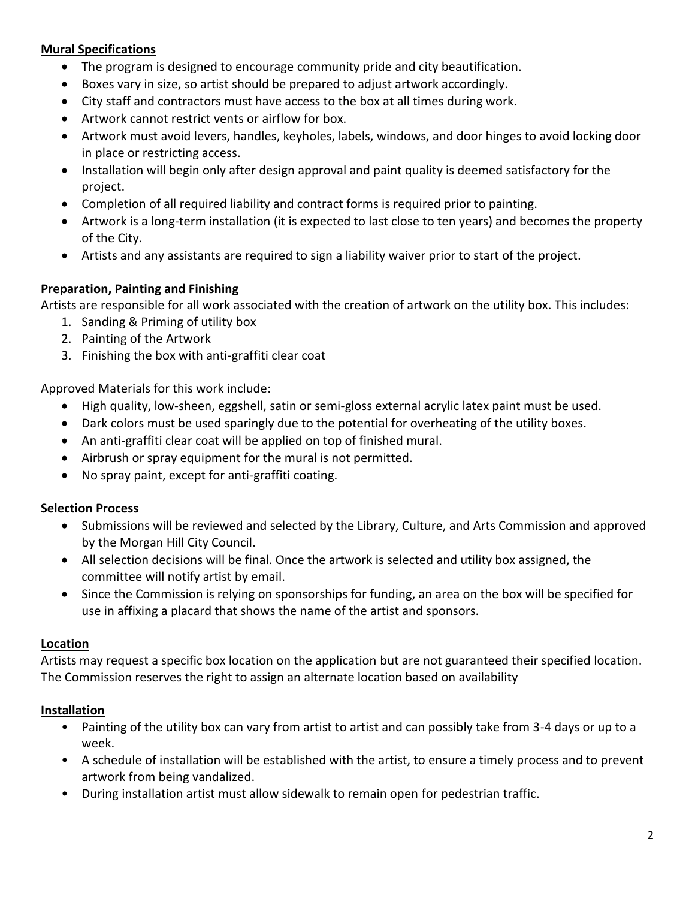**Mural Specifications**

- The program is designed to encourage community pride and city beautification.
- Boxes vary in size, so artist should be prepared to adjust artwork accordingly.
- City staff and contractors must have access to the box at all times during work.
- Artwork cannot restrict vents or airflow for box.
- Artwork must avoid levers, handles, keyholes, labels, windows, and door hinges to avoid locking door in place or restricting access.
- Installation will begin only after design approval and paint quality is deemed satisfactory for the project.
- Completion of all required liability and contract forms is required prior to painting.
- Artwork is a long-term installation (it is expected to last close to ten years) and becomes the property of the City.
- Artists and any assistants are required to sign a liability waiver prior to start of the project.

**Preparation, Painting and Finishing**

Artists are responsible for all work associated with the creation of artwork on the utility box. This includes:

1. Sanding & Priming of utility box
2. Painting of the Artwork
3. Finishing the box with anti-graffiti clear coat

Approved Materials for this work include:

- High quality, low-sheen, eggshell, satin or semi-gloss external acrylic latex paint must be used.
- Dark colors must be used sparingly due to the potential for overheating of the utility boxes.
- An anti-graffiti clear coat will be applied on top of finished mural.
- Airbrush or spray equipment for the mural is not permitted.
- No spray paint, except for anti-graffiti coating.

**Selection Process**

- Submissions will be reviewed and selected by the Library, Culture, and Arts Commission and approved by the Morgan Hill City Council.
- All selection decisions will be final. Once the artwork is selected and utility box assigned, the committee will notify artist by email.
- Since the Commission is relying on sponsorships for funding, an area on the box will be specified for use in affixing a placard that shows the name of the artist and sponsors.

**Location**

Artists may request a specific box location on the application but are not guaranteed their specified location. The Commission reserves the right to assign an alternate location based on availability

**Installation**

- Painting of the utility box can vary from artist to artist and can possibly take from 3-4 days or up to a week.
- A schedule of installation will be established with the artist, to ensure a timely process and to prevent artwork from being vandalized.
- During installation artist must allow sidewalk to remain open for pedestrian traffic.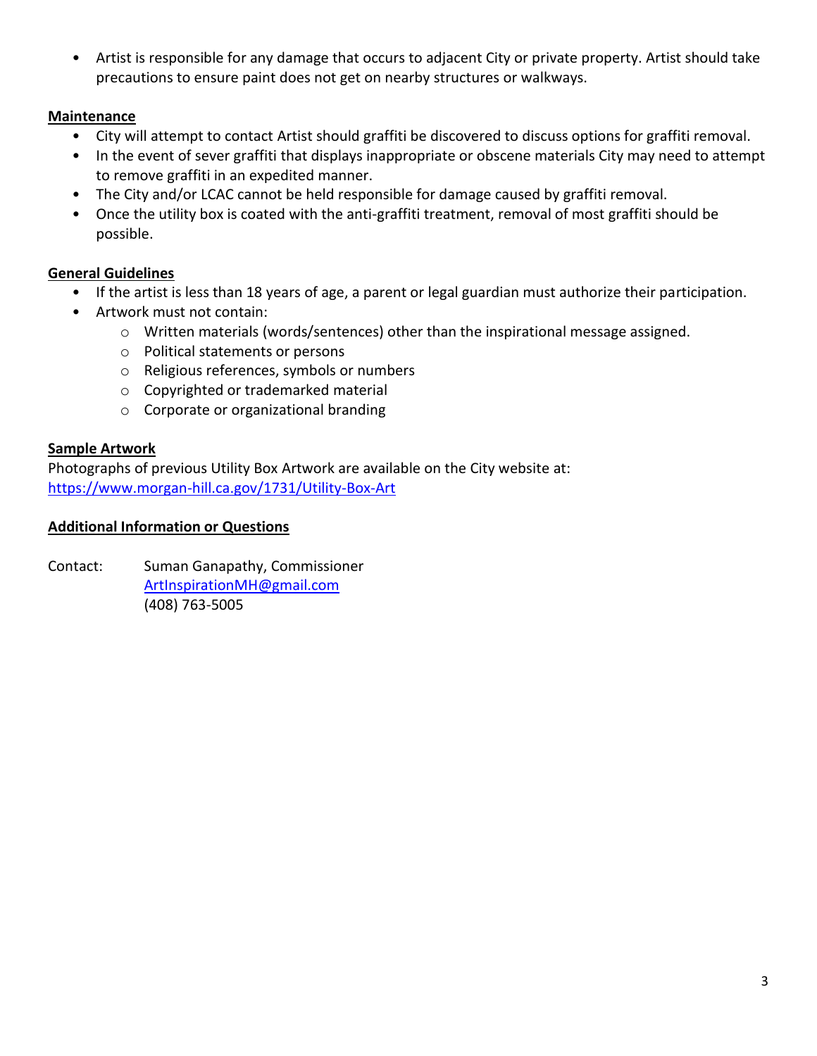- Artist is responsible for any damage that occurs to adjacent City or private property. Artist should take precautions to ensure paint does not get on nearby structures or walkways.

**Maintenance**

- City will attempt to contact Artist should graffiti be discovered to discuss options for graffiti removal.
- In the event of sever graffiti that displays inappropriate or obscene materials City may need to attempt to remove graffiti in an expedited manner.
- The City and/or LCAC cannot be held responsible for damage caused by graffiti removal.
- Once the utility box is coated with the anti-graffiti treatment, removal of most graffiti should be possible.

**General Guidelines**

- If the artist is less than 18 years of age, a parent or legal guardian must authorize their participation.
- Artwork must not contain:
  - Written materials (words/sentences) other than the inspirational message assigned.
  - Political statements or persons
  - Religious references, symbols or numbers
  - Copyrighted or trademarked material
  - Corporate or organizational branding

**Sample Artwork**

Photographs of previous Utility Box Artwork are available on the City website at: https://www.morgan-hill.ca.gov/1731/Utility-Box-Art

**Additional Information or Questions**

Contact: Suman Ganapathy, Commissioner
ArtInspirationMH@gmail.com
(408) 763-5005